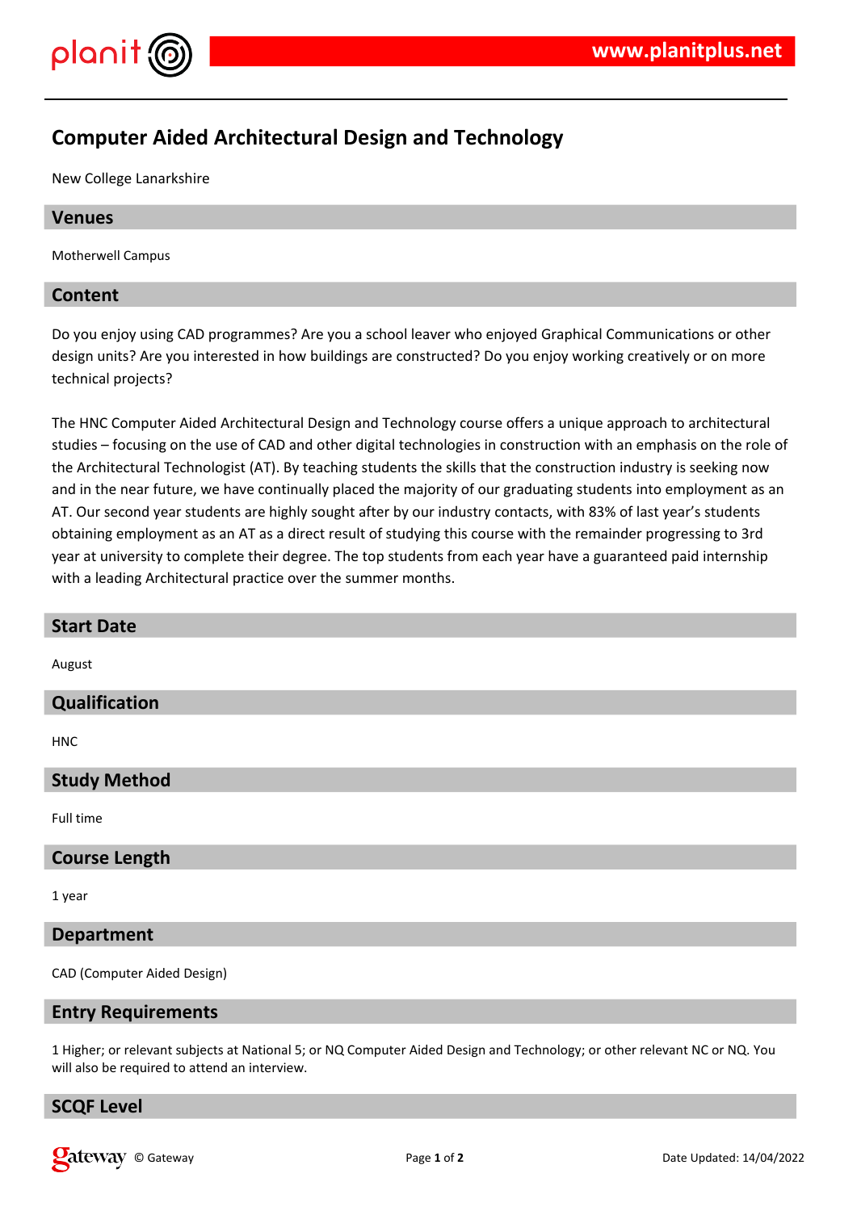# Computer Aided Architectural Design and Technology

New College Lanarkshire

## Venues

Motherwell Campus

## Content

Do you enjoy using CAD programmes? Are you a school leaver who enjoyed Graphical Communications or other design units? Are you interested in how buildings are constructed? Do you enjoy working creatively or on more technical projects?

The HNC Computer Aided Architectural Design and Technology course offers a unique approach to architectural studies – focusing on the use of CAD and other digital technologies in construction with an emphasis on the role of the Architectural Technologist (AT). By teaching students the skills that the construction industry is seeking now and in the near future, we have continually placed the majority of our graduating students into employment as an AT. Our second year students are highly sought after by our industry contacts, with 83% of last year's students obtaining employment as an AT as a direct result of studying this course with the remainder progressing to 3rd year at university to complete their degree. The top students from each year have a guaranteed paid internship with a leading Architectural practice over the summer months.

## Start Date

August

## Qualification

HNC

## Study Method

Full time

## Course Length

1 year

## Department

CAD (Computer Aided Design)

## Entry Requirements

1 Higher; or relevant subjects at National 5; or NQ Computer Aided Design and Technology; or other relevant NC or NQ. You will also be required to attend an interview.

## SCQF Level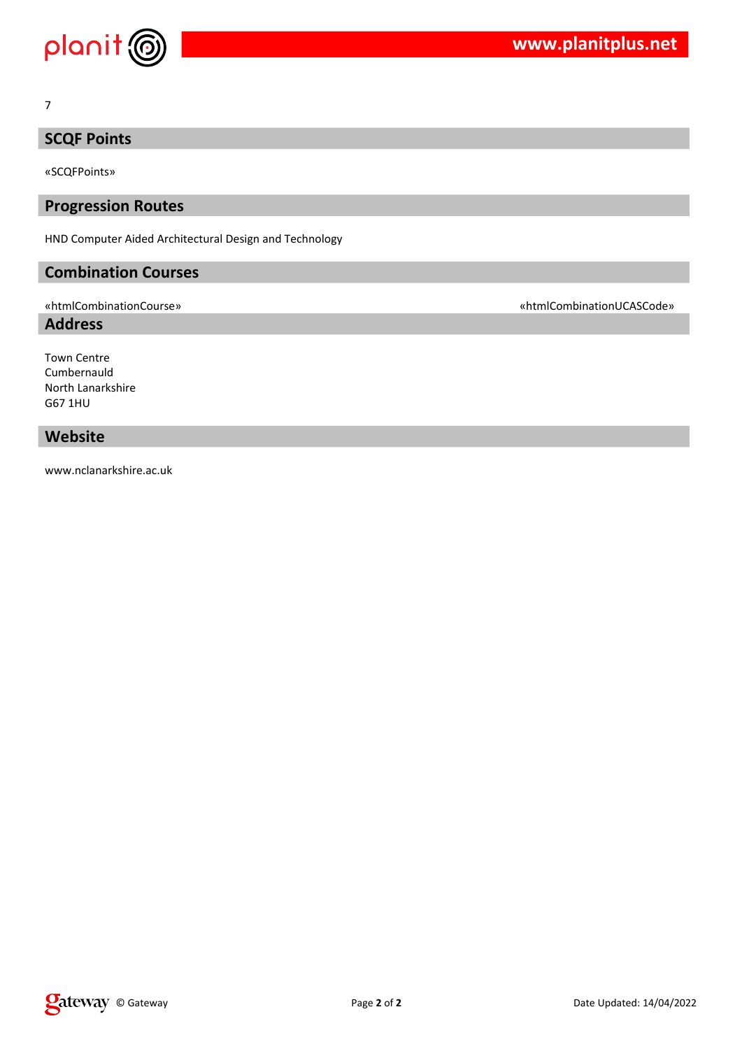7

## SCQF Points

«SCQFPoints»

## Progression Routes

HND Computer Aided Architectural Design and Technology

## Combination Courses

«htmlCombinationCourse» «htmlCombinationUCASCode»

## Address

Town Centre
Cumbernauld
North Lanarkshire
G67 1HU

## Website

www.nclanarkshire.ac.uk